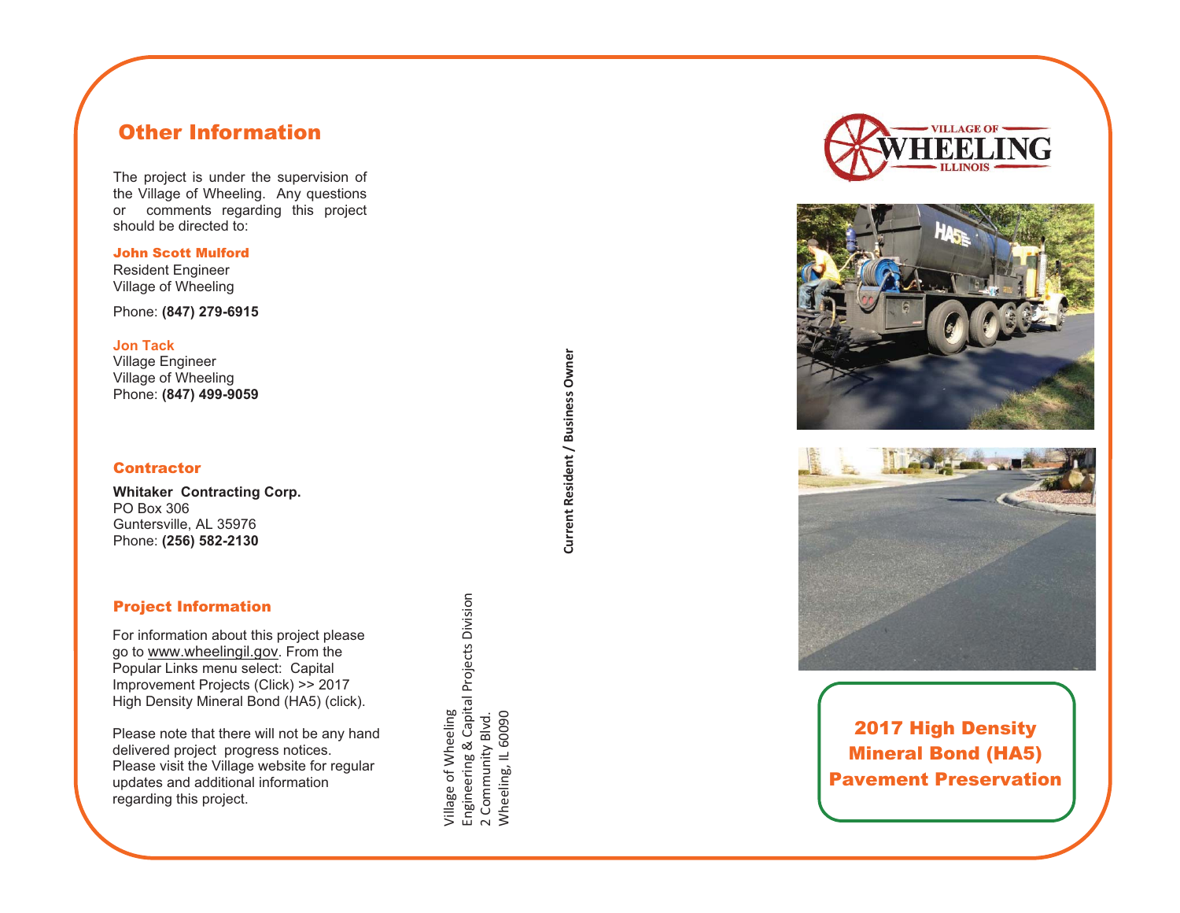## Other Information

The project is under the supervision of the Village of Wheeling. Any questions or comments regarding this project should be directed to:

**John Scott Mulford**
Resident Engineer
Village of Wheeling

Phone: **(847) 279-6915**

**Jon Tack**
Village Engineer
Village of Wheeling
Phone: **(847) 499-9059**

### Contractor

**Whitaker Contracting Corp.**
PO Box 306
Guntersville, AL 35976
Phone: **(256) 582-2130**

### Project Information

For information about this project please go to www.wheelingil.gov. From the Popular Links menu select: Capital Improvement Projects (Click) >> 2017 High Density Mineral Bond (HA5) (click).

Please note that there will not be any hand delivered project progress notices. Please visit the Village website for regular updates and additional information regarding this project.

Village of Wheeling
Engineering & Capital Projects Division
2 Community Blvd.
Wheeling, IL 60090

**Current Resident / Business Owner**

VILLAGE OF WHEELING ILLINOIS

## 2017 High Density Mineral Bond (HA5) Pavement Preservation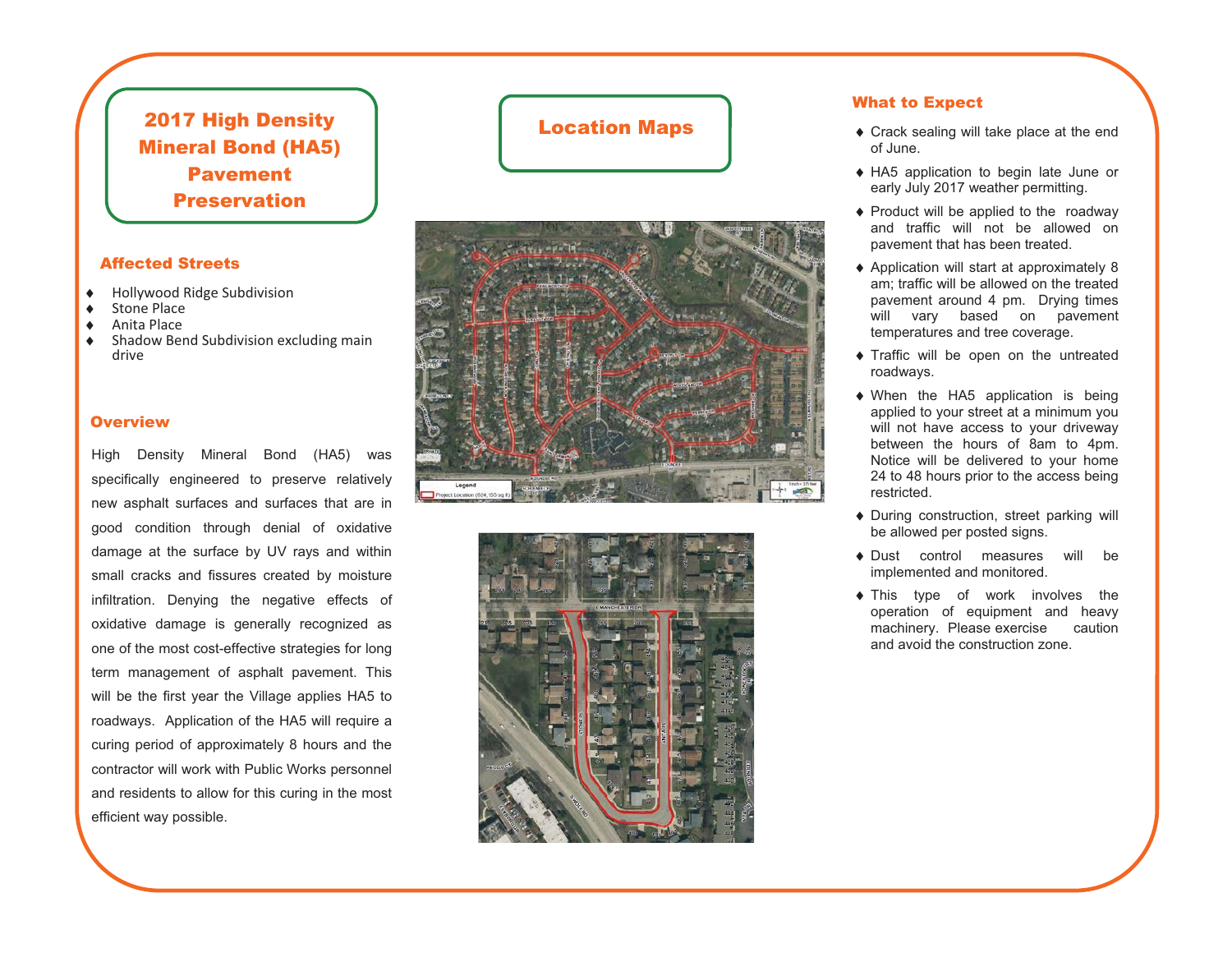# 2017 High Density Mineral Bond (HA5) Pavement Preservation

## Affected Streets

- Hollywood Ridge Subdivision
- Stone Place
- Anita Place
- Shadow Bend Subdivision excluding main drive

## Overview

High Density Mineral Bond (HA5) was specifically engineered to preserve relatively new asphalt surfaces and surfaces that are in good condition through denial of oxidative damage at the surface by UV rays and within small cracks and fissures created by moisture infiltration. Denying the negative effects of oxidative damage is generally recognized as one of the most cost-effective strategies for long term management of asphalt pavement. This will be the first year the Village applies HA5 to roadways. Application of the HA5 will require a curing period of approximately 8 hours and the contractor will work with Public Works personnel and residents to allow for this curing in the most efficient way possible.

## Location Maps

## What to Expect

- Crack sealing will take place at the end of June.
- HA5 application to begin late June or early July 2017 weather permitting.
- Product will be applied to the roadway and traffic will not be allowed on pavement that has been treated.
- Application will start at approximately 8 am; traffic will be allowed on the treated pavement around 4 pm. Drying times will vary based on pavement temperatures and tree coverage.
- Traffic will be open on the untreated roadways.
- When the HA5 application is being applied to your street at a minimum you will not have access to your driveway between the hours of 8am to 4pm. Notice will be delivered to your home 24 to 48 hours prior to the access being restricted.
- During construction, street parking will be allowed per posted signs.
- Dust control measures will be implemented and monitored.
- This type of work involves the operation of equipment and heavy machinery. Please exercise caution and avoid the construction zone.